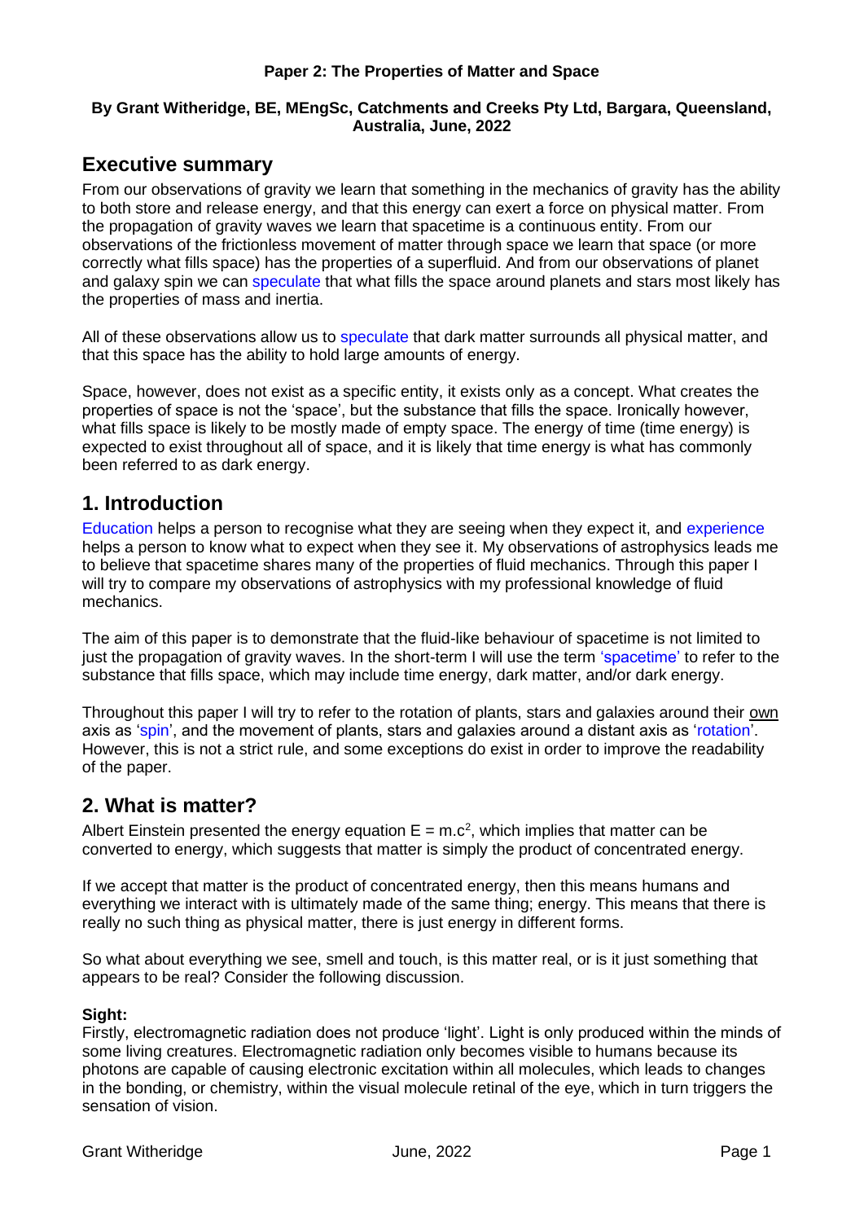**Paper 2: The Properties of Matter and Space**

**By Grant Witheridge, BE, MEngSc, Catchments and Creeks Pty Ltd, Bargara, Queensland, Australia, June, 2022**

## Executive summary

From our observations of gravity we learn that something in the mechanics of gravity has the ability to both store and release energy, and that this energy can exert a force on physical matter. From the propagation of gravity waves we learn that spacetime is a continuous entity. From our observations of the frictionless movement of matter through space we learn that space (or more correctly what fills space) has the properties of a superfluid. And from our observations of planet and galaxy spin we can speculate that what fills the space around planets and stars most likely has the properties of mass and inertia.

All of these observations allow us to speculate that dark matter surrounds all physical matter, and that this space has the ability to hold large amounts of energy.

Space, however, does not exist as a specific entity, it exists only as a concept. What creates the properties of space is not the 'space', but the substance that fills the space. Ironically however, what fills space is likely to be mostly made of empty space. The energy of time (time energy) is expected to exist throughout all of space, and it is likely that time energy is what has commonly been referred to as dark energy.

## 1. Introduction

Education helps a person to recognise what they are seeing when they expect it, and experience helps a person to know what to expect when they see it. My observations of astrophysics leads me to believe that spacetime shares many of the properties of fluid mechanics. Through this paper I will try to compare my observations of astrophysics with my professional knowledge of fluid mechanics.

The aim of this paper is to demonstrate that the fluid-like behaviour of spacetime is not limited to just the propagation of gravity waves. In the short-term I will use the term 'spacetime' to refer to the substance that fills space, which may include time energy, dark matter, and/or dark energy.

Throughout this paper I will try to refer to the rotation of plants, stars and galaxies around their <u>own</u> axis as 'spin', and the movement of plants, stars and galaxies around a distant axis as 'rotation'. However, this is not a strict rule, and some exceptions do exist in order to improve the readability of the paper.

## 2. What is matter?

Albert Einstein presented the energy equation $E = m.c^2$, which implies that matter can be converted to energy, which suggests that matter is simply the product of concentrated energy.

If we accept that matter is the product of concentrated energy, then this means humans and everything we interact with is ultimately made of the same thing; energy. This means that there is really no such thing as physical matter, there is just energy in different forms.

So what about everything we see, smell and touch, is this matter real, or is it just something that appears to be real? Consider the following discussion.

**Sight:**

Firstly, electromagnetic radiation does not produce 'light'. Light is only produced within the minds of some living creatures. Electromagnetic radiation only becomes visible to humans because its photons are capable of causing electronic excitation within all molecules, which leads to changes in the bonding, or chemistry, within the visual molecule retinal of the eye, which in turn triggers the sensation of vision.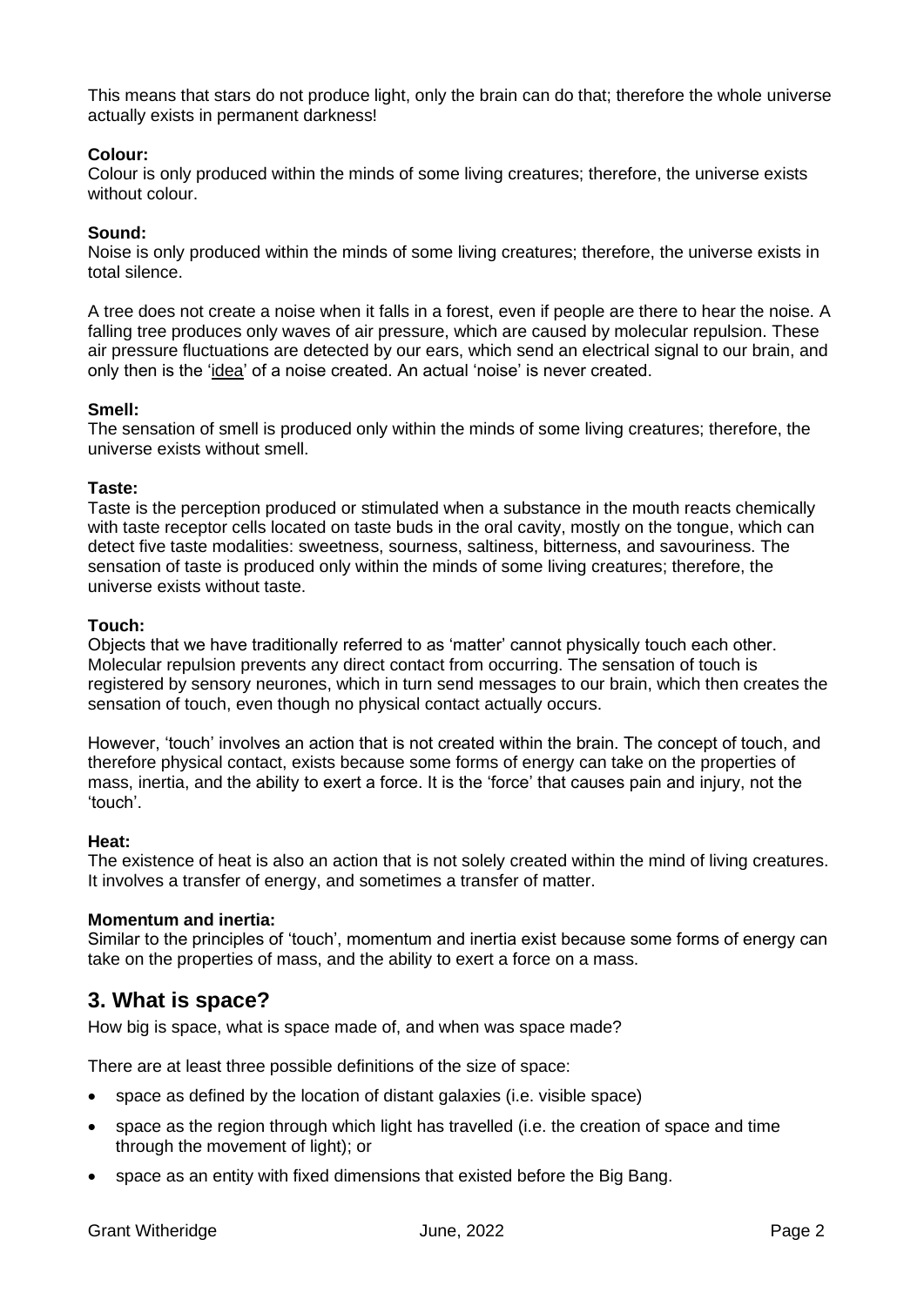This means that stars do not produce light, only the brain can do that; therefore the whole universe actually exists in permanent darkness!

**Colour:**
Colour is only produced within the minds of some living creatures; therefore, the universe exists without colour.

**Sound:**
Noise is only produced within the minds of some living creatures; therefore, the universe exists in total silence.

A tree does not create a noise when it falls in a forest, even if people are there to hear the noise. A falling tree produces only waves of air pressure, which are caused by molecular repulsion. These air pressure fluctuations are detected by our ears, which send an electrical signal to our brain, and only then is the '<u>idea</u>' of a noise created. An actual 'noise' is never created.

**Smell:**
The sensation of smell is produced only within the minds of some living creatures; therefore, the universe exists without smell.

**Taste:**
Taste is the perception produced or stimulated when a substance in the mouth reacts chemically with taste receptor cells located on taste buds in the oral cavity, mostly on the tongue, which can detect five taste modalities: sweetness, sourness, saltiness, bitterness, and savouriness. The sensation of taste is produced only within the minds of some living creatures; therefore, the universe exists without taste.

**Touch:**
Objects that we have traditionally referred to as 'matter' cannot physically touch each other. Molecular repulsion prevents any direct contact from occurring. The sensation of touch is registered by sensory neurones, which in turn send messages to our brain, which then creates the sensation of touch, even though no physical contact actually occurs.

However, 'touch' involves an action that is not created within the brain. The concept of touch, and therefore physical contact, exists because some forms of energy can take on the properties of mass, inertia, and the ability to exert a force. It is the 'force' that causes pain and injury, not the 'touch'.

**Heat:**
The existence of heat is also an action that is not solely created within the mind of living creatures. It involves a transfer of energy, and sometimes a transfer of matter.

**Momentum and inertia:**
Similar to the principles of 'touch', momentum and inertia exist because some forms of energy can take on the properties of mass, and the ability to exert a force on a mass.

## 3. What is space?

How big is space, what is space made of, and when was space made?

There are at least three possible definitions of the size of space:

- space as defined by the location of distant galaxies (i.e. visible space)
- space as the region through which light has travelled (i.e. the creation of space and time through the movement of light); or
- space as an entity with fixed dimensions that existed before the Big Bang.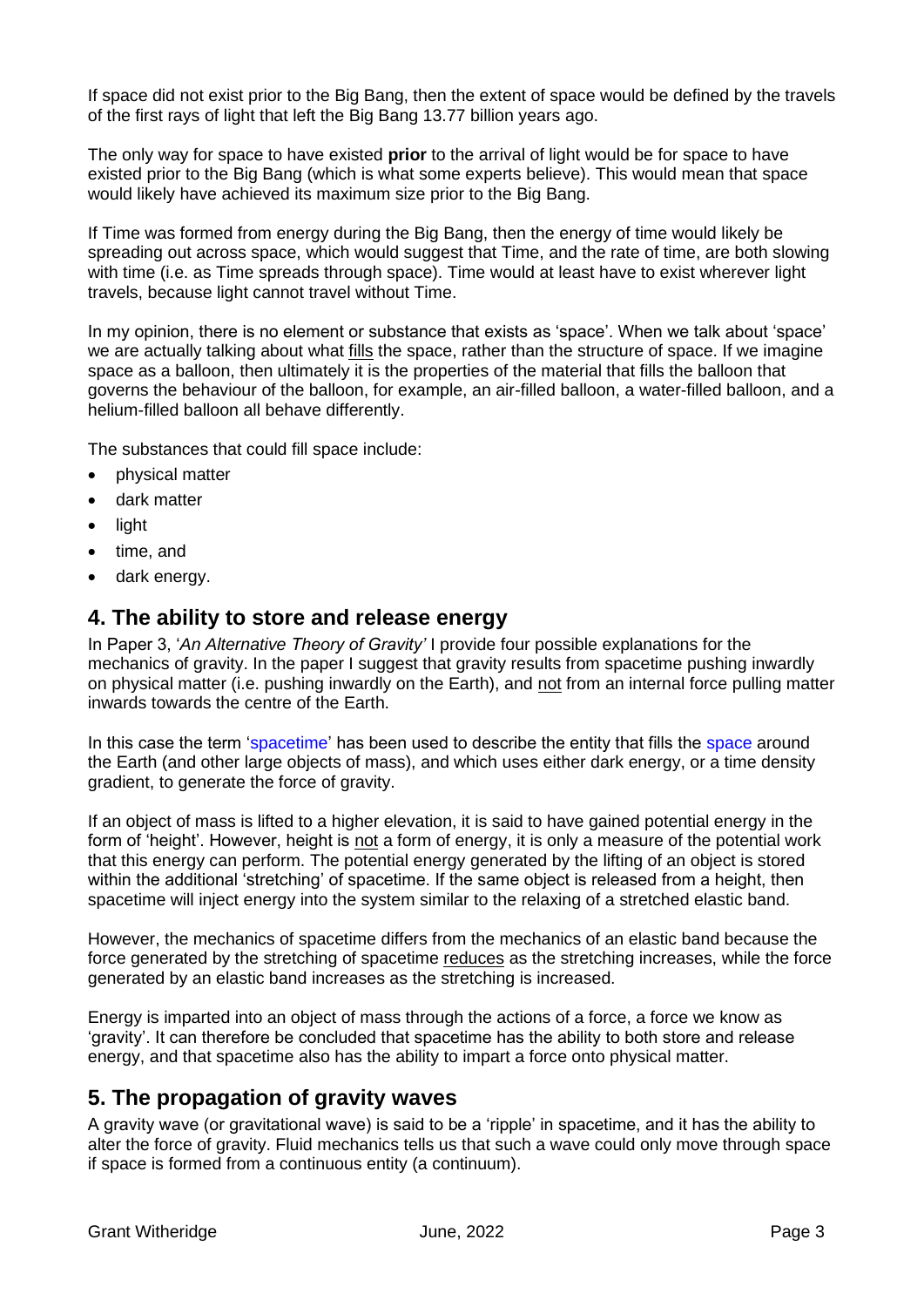If space did not exist prior to the Big Bang, then the extent of space would be defined by the travels of the first rays of light that left the Big Bang 13.77 billion years ago.

The only way for space to have existed **prior** to the arrival of light would be for space to have existed prior to the Big Bang (which is what some experts believe). This would mean that space would likely have achieved its maximum size prior to the Big Bang.

If Time was formed from energy during the Big Bang, then the energy of time would likely be spreading out across space, which would suggest that Time, and the rate of time, are both slowing with time (i.e. as Time spreads through space). Time would at least have to exist wherever light travels, because light cannot travel without Time.

In my opinion, there is no element or substance that exists as 'space'. When we talk about 'space' we are actually talking about what fills the space, rather than the structure of space. If we imagine space as a balloon, then ultimately it is the properties of the material that fills the balloon that governs the behaviour of the balloon, for example, an air-filled balloon, a water-filled balloon, and a helium-filled balloon all behave differently.

The substances that could fill space include:

- physical matter
- dark matter
- light
- time, and
- dark energy.

## 4. The ability to store and release energy

In Paper 3, '*An Alternative Theory of Gravity'* I provide four possible explanations for the mechanics of gravity. In the paper I suggest that gravity results from spacetime pushing inwardly on physical matter (i.e. pushing inwardly on the Earth), and not from an internal force pulling matter inwards towards the centre of the Earth.

In this case the term 'spacetime' has been used to describe the entity that fills the space around the Earth (and other large objects of mass), and which uses either dark energy, or a time density gradient, to generate the force of gravity.

If an object of mass is lifted to a higher elevation, it is said to have gained potential energy in the form of 'height'. However, height is not a form of energy, it is only a measure of the potential work that this energy can perform. The potential energy generated by the lifting of an object is stored within the additional 'stretching' of spacetime. If the same object is released from a height, then spacetime will inject energy into the system similar to the relaxing of a stretched elastic band.

However, the mechanics of spacetime differs from the mechanics of an elastic band because the force generated by the stretching of spacetime reduces as the stretching increases, while the force generated by an elastic band increases as the stretching is increased.

Energy is imparted into an object of mass through the actions of a force, a force we know as 'gravity'. It can therefore be concluded that spacetime has the ability to both store and release energy, and that spacetime also has the ability to impart a force onto physical matter.

## 5. The propagation of gravity waves

A gravity wave (or gravitational wave) is said to be a 'ripple' in spacetime, and it has the ability to alter the force of gravity. Fluid mechanics tells us that such a wave could only move through space if space is formed from a continuous entity (a continuum).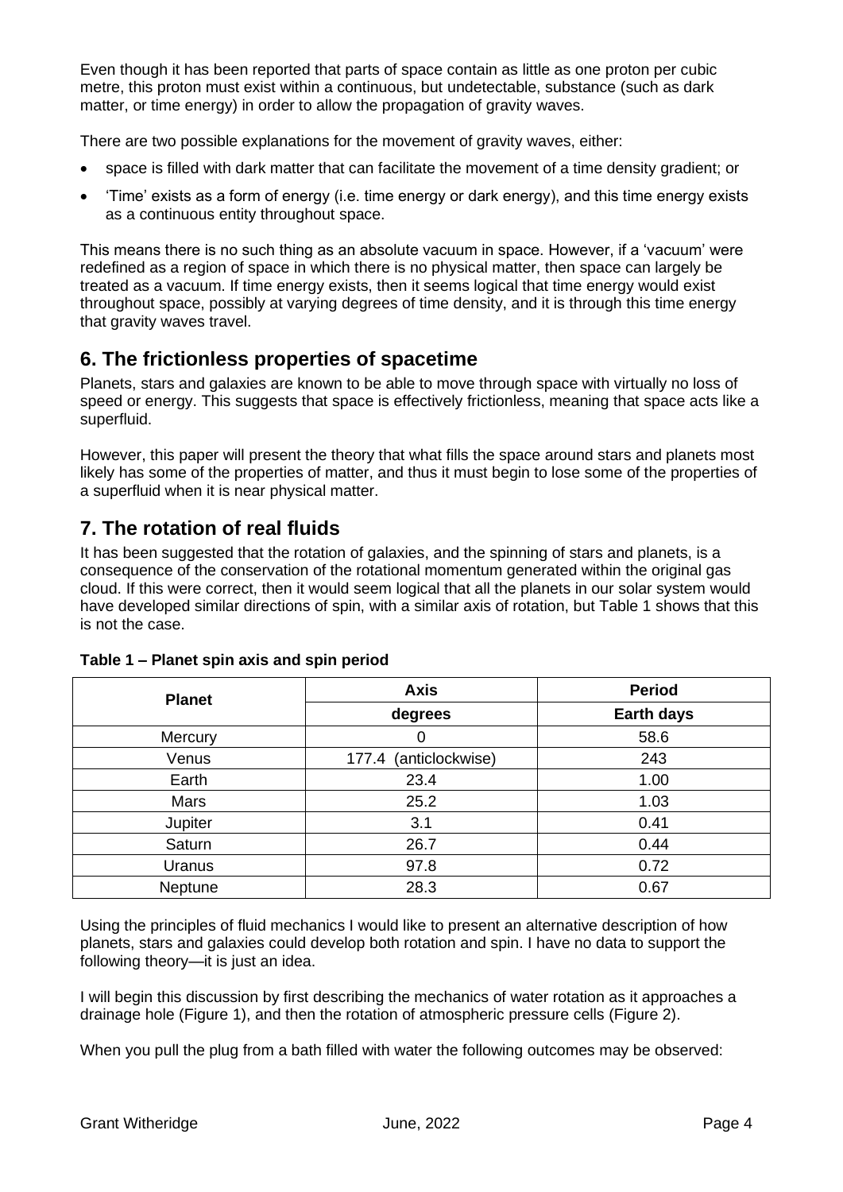Even though it has been reported that parts of space contain as little as one proton per cubic metre, this proton must exist within a continuous, but undetectable, substance (such as dark matter, or time energy) in order to allow the propagation of gravity waves.

There are two possible explanations for the movement of gravity waves, either:

- space is filled with dark matter that can facilitate the movement of a time density gradient; or
- 'Time' exists as a form of energy (i.e. time energy or dark energy), and this time energy exists as a continuous entity throughout space.

This means there is no such thing as an absolute vacuum in space. However, if a 'vacuum' were redefined as a region of space in which there is no physical matter, then space can largely be treated as a vacuum. If time energy exists, then it seems logical that time energy would exist throughout space, possibly at varying degrees of time density, and it is through this time energy that gravity waves travel.

## 6. The frictionless properties of spacetime

Planets, stars and galaxies are known to be able to move through space with virtually no loss of speed or energy. This suggests that space is effectively frictionless, meaning that space acts like a superfluid.

However, this paper will present the theory that what fills the space around stars and planets most likely has some of the properties of matter, and thus it must begin to lose some of the properties of a superfluid when it is near physical matter.

## 7. The rotation of real fluids

It has been suggested that the rotation of galaxies, and the spinning of stars and planets, is a consequence of the conservation of the rotational momentum generated within the original gas cloud. If this were correct, then it would seem logical that all the planets in our solar system would have developed similar directions of spin, with a similar axis of rotation, but Table 1 shows that this is not the case.

**Table 1 – Planet spin axis and spin period**

| Planet | Axis | Period |
|---|---|---|
| | degrees | Earth days |
| Mercury | 0 | 58.6 |
| Venus | 177.4 (anticlockwise) | 243 |
| Earth | 23.4 | 1.00 |
| Mars | 25.2 | 1.03 |
| Jupiter | 3.1 | 0.41 |
| Saturn | 26.7 | 0.44 |
| Uranus | 97.8 | 0.72 |
| Neptune | 28.3 | 0.67 |

Using the principles of fluid mechanics I would like to present an alternative description of how planets, stars and galaxies could develop both rotation and spin. I have no data to support the following theory—it is just an idea.

I will begin this discussion by first describing the mechanics of water rotation as it approaches a drainage hole (Figure 1), and then the rotation of atmospheric pressure cells (Figure 2).

When you pull the plug from a bath filled with water the following outcomes may be observed: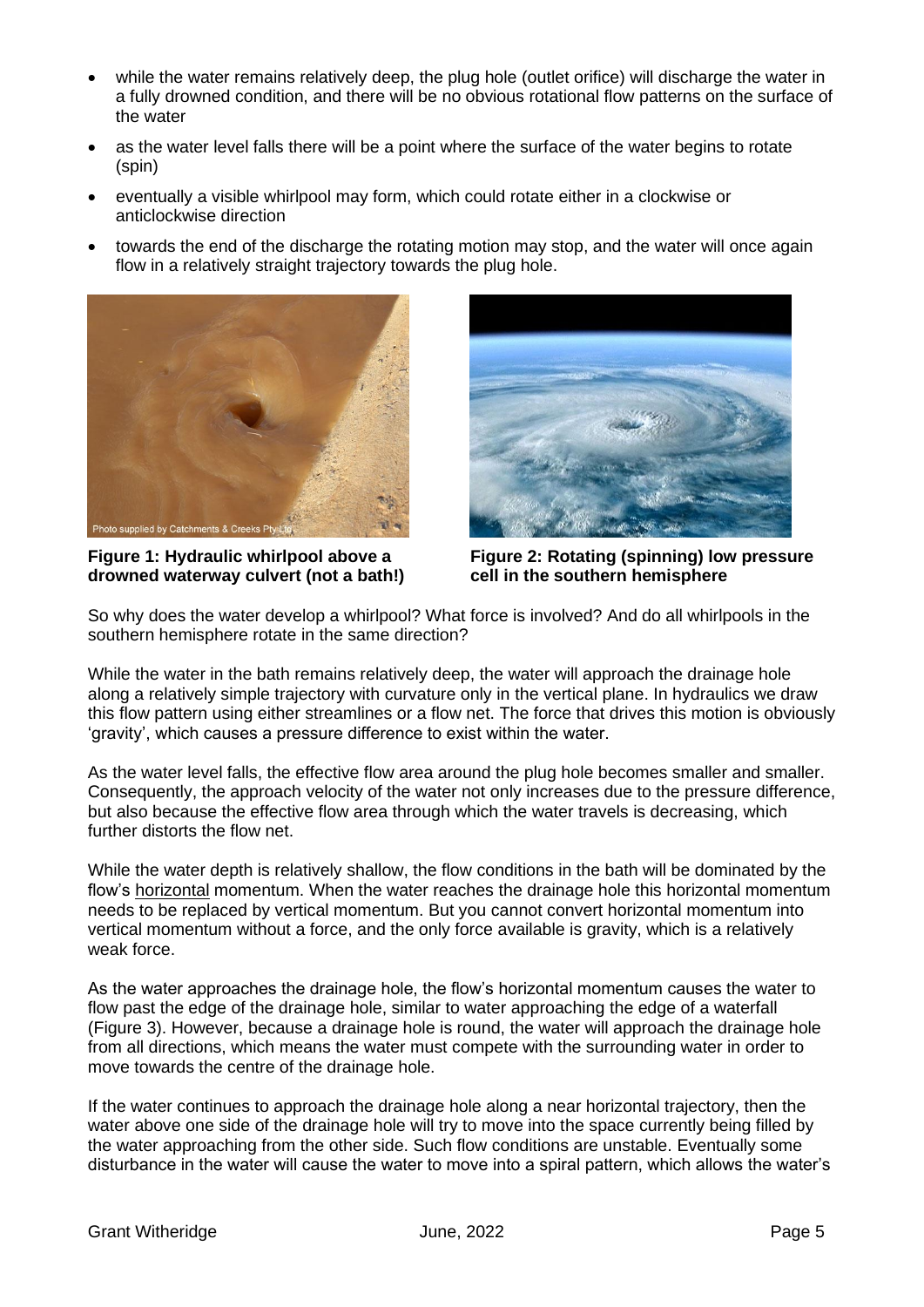- while the water remains relatively deep, the plug hole (outlet orifice) will discharge the water in a fully drowned condition, and there will be no obvious rotational flow patterns on the surface of the water
- as the water level falls there will be a point where the surface of the water begins to rotate (spin)
- eventually a visible whirlpool may form, which could rotate either in a clockwise or anticlockwise direction
- towards the end of the discharge the rotating motion may stop, and the water will once again flow in a relatively straight trajectory towards the plug hole.

**Figure 1: Hydraulic whirlpool above a drowned waterway culvert (not a bath!)**

**Figure 2: Rotating (spinning) low pressure cell in the southern hemisphere**

So why does the water develop a whirlpool? What force is involved? And do all whirlpools in the southern hemisphere rotate in the same direction?

While the water in the bath remains relatively deep, the water will approach the drainage hole along a relatively simple trajectory with curvature only in the vertical plane. In hydraulics we draw this flow pattern using either streamlines or a flow net. The force that drives this motion is obviously 'gravity', which causes a pressure difference to exist within the water.

As the water level falls, the effective flow area around the plug hole becomes smaller and smaller. Consequently, the approach velocity of the water not only increases due to the pressure difference, but also because the effective flow area through which the water travels is decreasing, which further distorts the flow net.

While the water depth is relatively shallow, the flow conditions in the bath will be dominated by the flow's horizontal momentum. When the water reaches the drainage hole this horizontal momentum needs to be replaced by vertical momentum. But you cannot convert horizontal momentum into vertical momentum without a force, and the only force available is gravity, which is a relatively weak force.

As the water approaches the drainage hole, the flow's horizontal momentum causes the water to flow past the edge of the drainage hole, similar to water approaching the edge of a waterfall (Figure 3). However, because a drainage hole is round, the water will approach the drainage hole from all directions, which means the water must compete with the surrounding water in order to move towards the centre of the drainage hole.

If the water continues to approach the drainage hole along a near horizontal trajectory, then the water above one side of the drainage hole will try to move into the space currently being filled by the water approaching from the other side. Such flow conditions are unstable. Eventually some disturbance in the water will cause the water to move into a spiral pattern, which allows the water's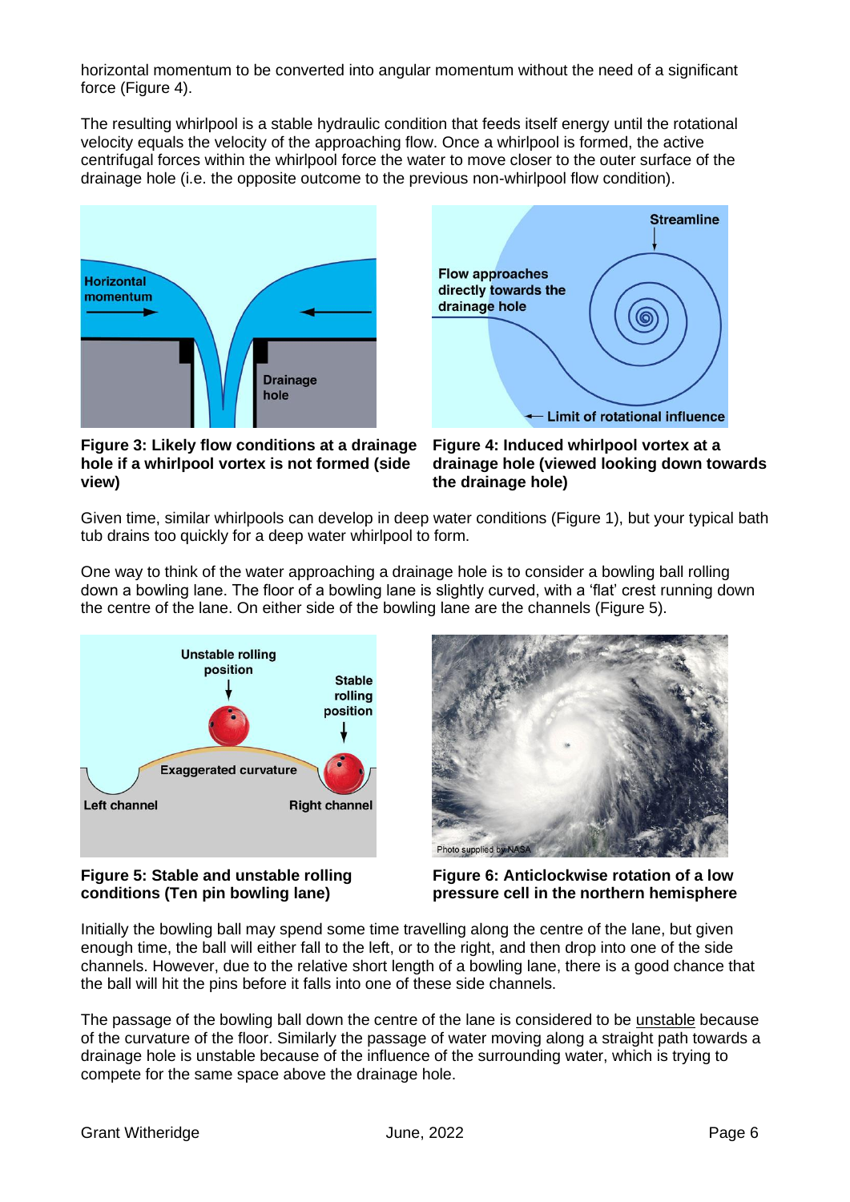horizontal momentum to be converted into angular momentum without the need of a significant force (Figure 4).

The resulting whirlpool is a stable hydraulic condition that feeds itself energy until the rotational velocity equals the velocity of the approaching flow. Once a whirlpool is formed, the active centrifugal forces within the whirlpool force the water to move closer to the outer surface of the drainage hole (i.e. the opposite outcome to the previous non-whirlpool flow condition).

**Figure 3: Likely flow conditions at a drainage hole if a whirlpool vortex is not formed (side view)**

**Figure 4: Induced whirlpool vortex at a drainage hole (viewed looking down towards the drainage hole)**

Given time, similar whirlpools can develop in deep water conditions (Figure 1), but your typical bath tub drains too quickly for a deep water whirlpool to form.

One way to think of the water approaching a drainage hole is to consider a bowling ball rolling down a bowling lane. The floor of a bowling lane is slightly curved, with a 'flat' crest running down the centre of the lane. On either side of the bowling lane are the channels (Figure 5).

**Figure 5: Stable and unstable rolling conditions (Ten pin bowling lane)**

**Figure 6: Anticlockwise rotation of a low pressure cell in the northern hemisphere**

Initially the bowling ball may spend some time travelling along the centre of the lane, but given enough time, the ball will either fall to the left, or to the right, and then drop into one of the side channels. However, due to the relative short length of a bowling lane, there is a good chance that the ball will hit the pins before it falls into one of these side channels.

The passage of the bowling ball down the centre of the lane is considered to be unstable because of the curvature of the floor. Similarly the passage of water moving along a straight path towards a drainage hole is unstable because of the influence of the surrounding water, which is trying to compete for the same space above the drainage hole.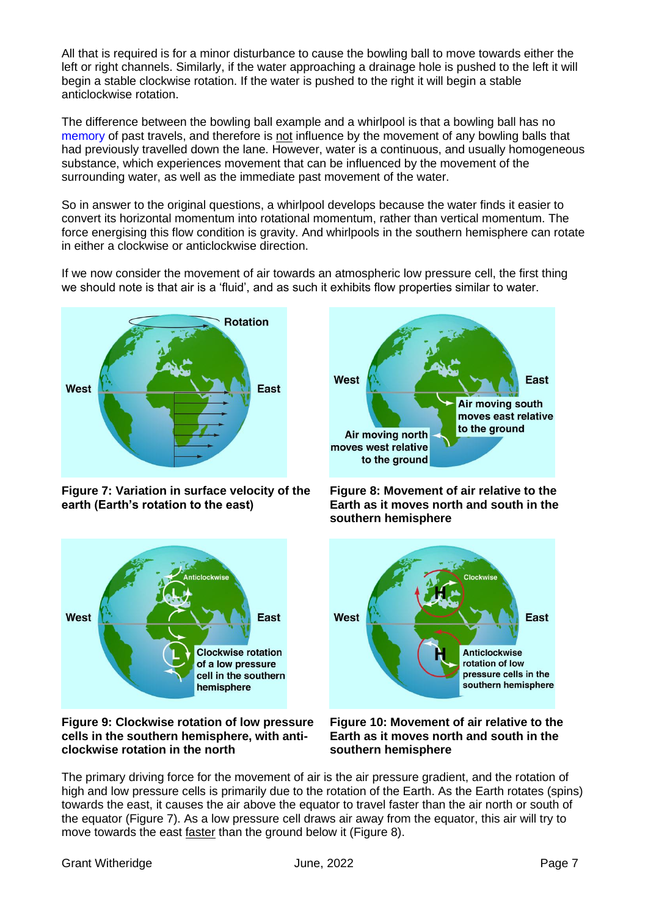All that is required is for a minor disturbance to cause the bowling ball to move towards either the left or right channels. Similarly, if the water approaching a drainage hole is pushed to the left it will begin a stable clockwise rotation. If the water is pushed to the right it will begin a stable anticlockwise rotation.

The difference between the bowling ball example and a whirlpool is that a bowling ball has no memory of past travels, and therefore is not influence by the movement of any bowling balls that had previously travelled down the lane. However, water is a continuous, and usually homogeneous substance, which experiences movement that can be influenced by the movement of the surrounding water, as well as the immediate past movement of the water.

So in answer to the original questions, a whirlpool develops because the water finds it easier to convert its horizontal momentum into rotational momentum, rather than vertical momentum. The force energising this flow condition is gravity. And whirlpools in the southern hemisphere can rotate in either a clockwise or anticlockwise direction.

If we now consider the movement of air towards an atmospheric low pressure cell, the first thing we should note is that air is a 'fluid', and as such it exhibits flow properties similar to water.

**Figure 7: Variation in surface velocity of the earth (Earth's rotation to the east)**

**Figure 8: Movement of air relative to the Earth as it moves north and south in the southern hemisphere**

**Figure 9: Clockwise rotation of low pressure cells in the southern hemisphere, with anti-clockwise rotation in the north**

**Figure 10: Movement of air relative to the Earth as it moves north and south in the southern hemisphere**

The primary driving force for the movement of air is the air pressure gradient, and the rotation of high and low pressure cells is primarily due to the rotation of the Earth. As the Earth rotates (spins) towards the east, it causes the air above the equator to travel faster than the air north or south of the equator (Figure 7). As a low pressure cell draws air away from the equator, this air will try to move towards the east faster than the ground below it (Figure 8).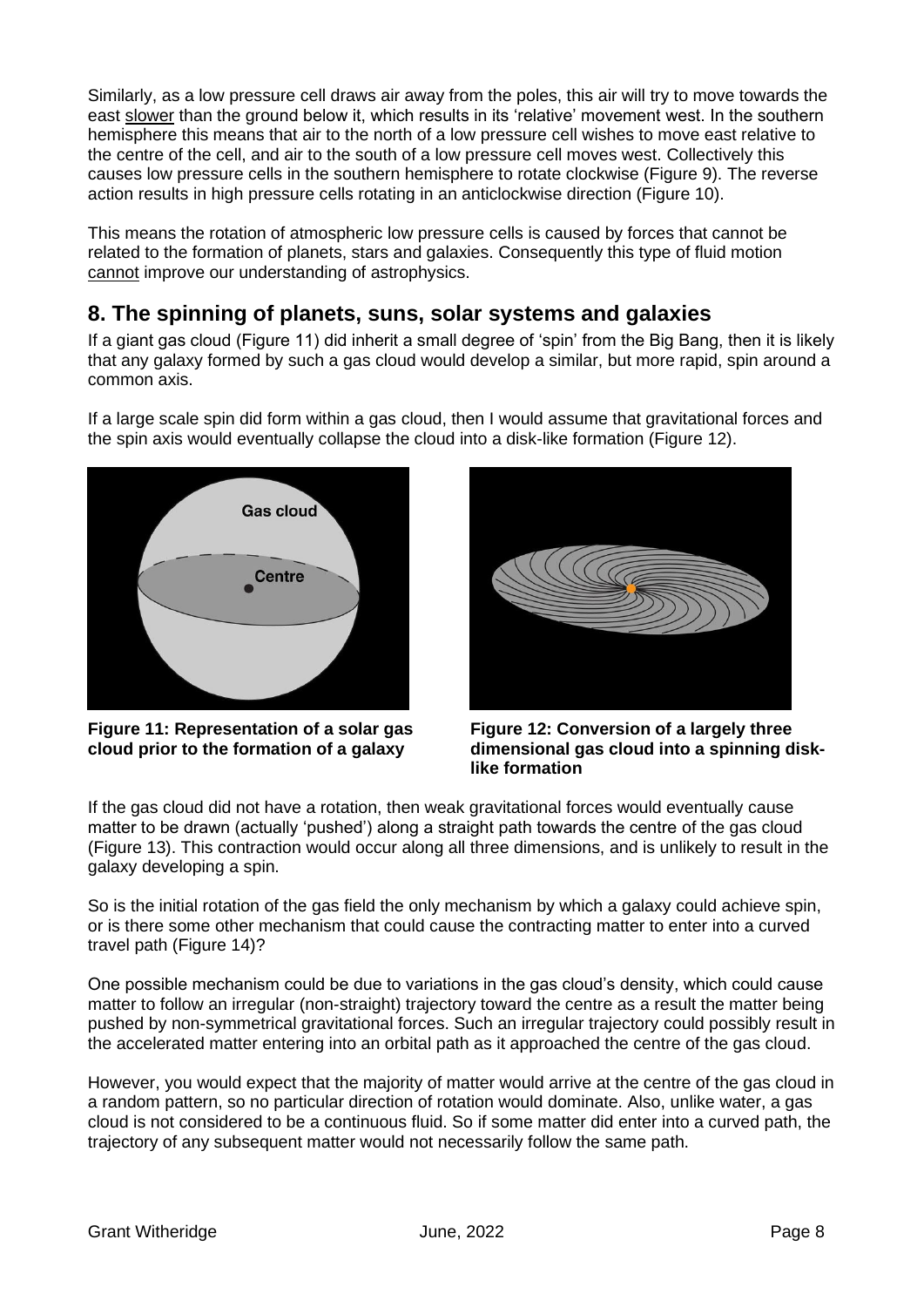Similarly, as a low pressure cell draws air away from the poles, this air will try to move towards the east slower than the ground below it, which results in its 'relative' movement west. In the southern hemisphere this means that air to the north of a low pressure cell wishes to move east relative to the centre of the cell, and air to the south of a low pressure cell moves west. Collectively this causes low pressure cells in the southern hemisphere to rotate clockwise (Figure 9). The reverse action results in high pressure cells rotating in an anticlockwise direction (Figure 10).

This means the rotation of atmospheric low pressure cells is caused by forces that cannot be related to the formation of planets, stars and galaxies. Consequently this type of fluid motion cannot improve our understanding of astrophysics.

## 8. The spinning of planets, suns, solar systems and galaxies

If a giant gas cloud (Figure 11) did inherit a small degree of 'spin' from the Big Bang, then it is likely that any galaxy formed by such a gas cloud would develop a similar, but more rapid, spin around a common axis.

If a large scale spin did form within a gas cloud, then I would assume that gravitational forces and the spin axis would eventually collapse the cloud into a disk-like formation (Figure 12).

**Figure 11: Representation of a solar gas cloud prior to the formation of a galaxy**

**Figure 12: Conversion of a largely three dimensional gas cloud into a spinning disk-like formation**

If the gas cloud did not have a rotation, then weak gravitational forces would eventually cause matter to be drawn (actually 'pushed') along a straight path towards the centre of the gas cloud (Figure 13). This contraction would occur along all three dimensions, and is unlikely to result in the galaxy developing a spin.

So is the initial rotation of the gas field the only mechanism by which a galaxy could achieve spin, or is there some other mechanism that could cause the contracting matter to enter into a curved travel path (Figure 14)?

One possible mechanism could be due to variations in the gas cloud's density, which could cause matter to follow an irregular (non-straight) trajectory toward the centre as a result the matter being pushed by non-symmetrical gravitational forces. Such an irregular trajectory could possibly result in the accelerated matter entering into an orbital path as it approached the centre of the gas cloud.

However, you would expect that the majority of matter would arrive at the centre of the gas cloud in a random pattern, so no particular direction of rotation would dominate. Also, unlike water, a gas cloud is not considered to be a continuous fluid. So if some matter did enter into a curved path, the trajectory of any subsequent matter would not necessarily follow the same path.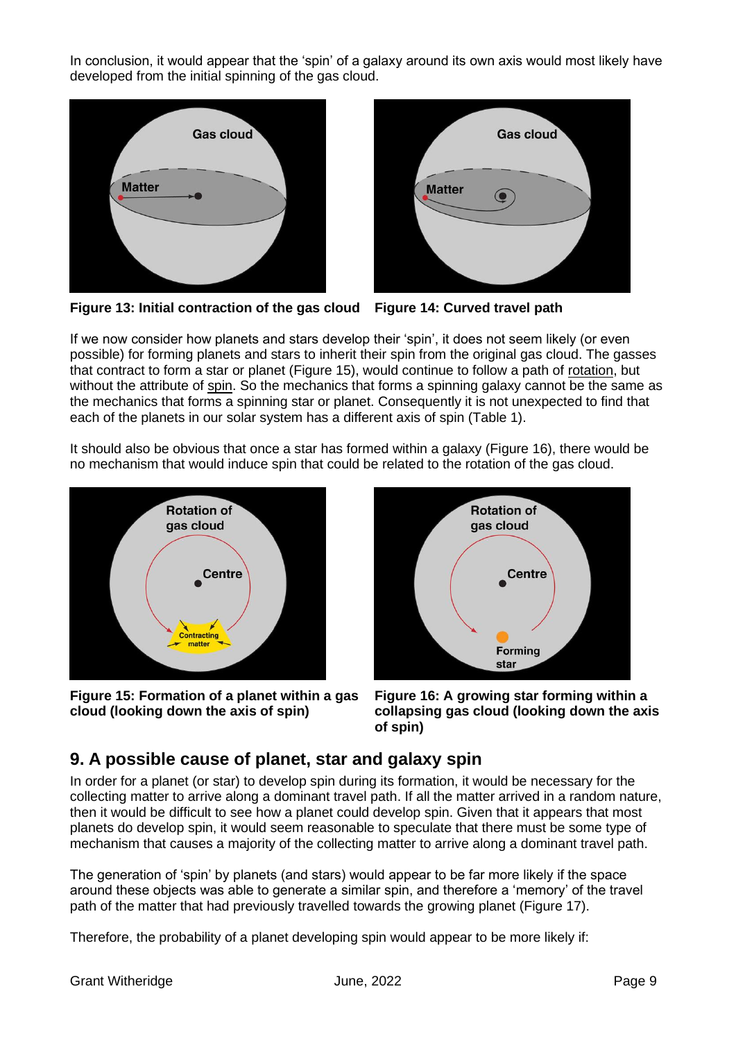In conclusion, it would appear that the 'spin' of a galaxy around its own axis would most likely have developed from the initial spinning of the gas cloud.

**Figure 13: Initial contraction of the gas cloud**

**Figure 14: Curved travel path**

If we now consider how planets and stars develop their 'spin', it does not seem likely (or even possible) for forming planets and stars to inherit their spin from the original gas cloud. The gasses that contract to form a star or planet (Figure 15), would continue to follow a path of rotation, but without the attribute of spin. So the mechanics that forms a spinning galaxy cannot be the same as the mechanics that forms a spinning star or planet. Consequently it is not unexpected to find that each of the planets in our solar system has a different axis of spin (Table 1).

It should also be obvious that once a star has formed within a galaxy (Figure 16), there would be no mechanism that would induce spin that could be related to the rotation of the gas cloud.

**Figure 15: Formation of a planet within a gas cloud (looking down the axis of spin)**

**Figure 16: A growing star forming within a collapsing gas cloud (looking down the axis of spin)**

## 9. A possible cause of planet, star and galaxy spin

In order for a planet (or star) to develop spin during its formation, it would be necessary for the collecting matter to arrive along a dominant travel path. If all the matter arrived in a random nature, then it would be difficult to see how a planet could develop spin. Given that it appears that most planets do develop spin, it would seem reasonable to speculate that there must be some type of mechanism that causes a majority of the collecting matter to arrive along a dominant travel path.

The generation of 'spin' by planets (and stars) would appear to be far more likely if the space around these objects was able to generate a similar spin, and therefore a 'memory' of the travel path of the matter that had previously travelled towards the growing planet (Figure 17).

Therefore, the probability of a planet developing spin would appear to be more likely if: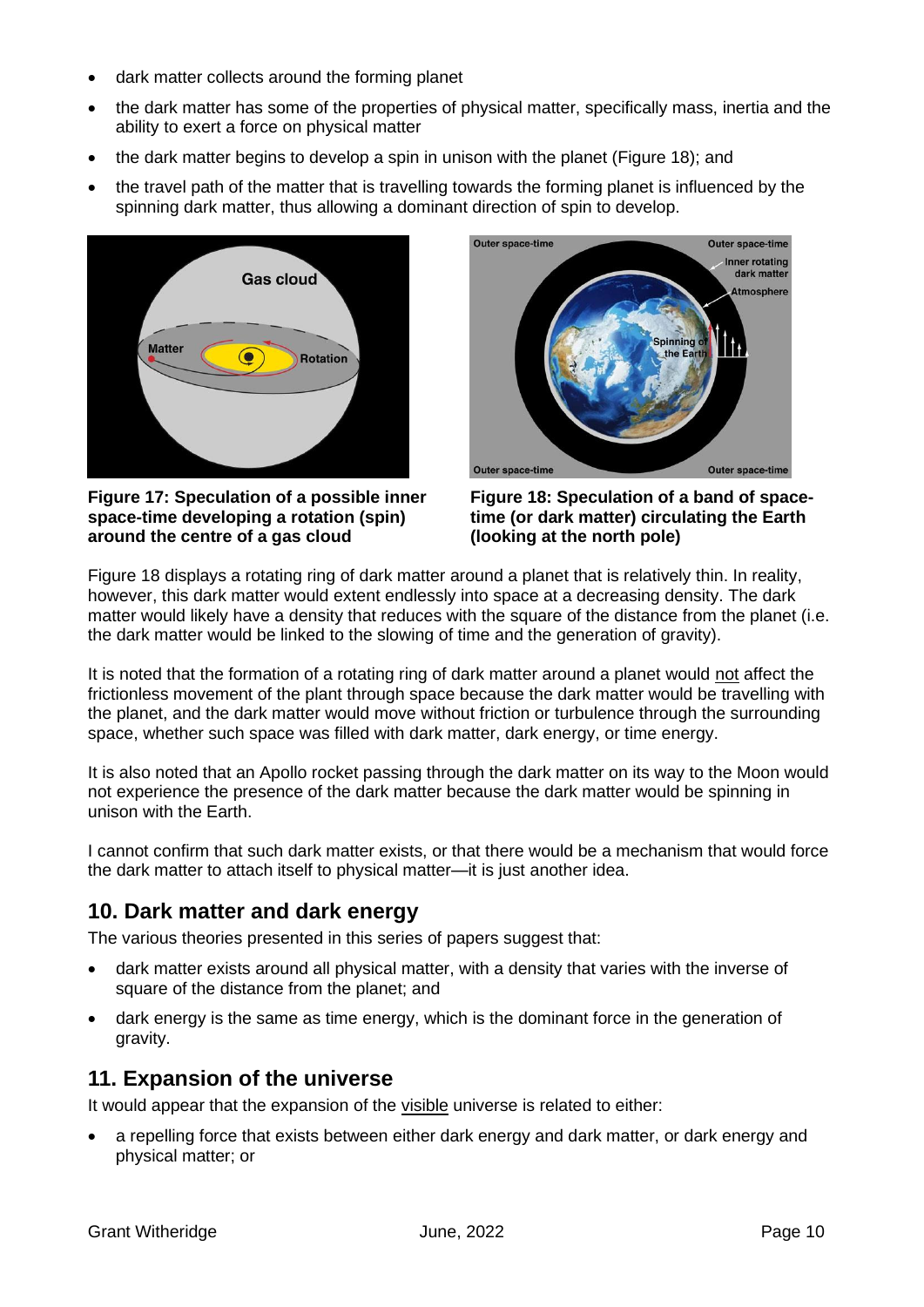- dark matter collects around the forming planet
- the dark matter has some of the properties of physical matter, specifically mass, inertia and the ability to exert a force on physical matter
- the dark matter begins to develop a spin in unison with the planet (Figure 18); and
- the travel path of the matter that is travelling towards the forming planet is influenced by the spinning dark matter, thus allowing a dominant direction of spin to develop.

**Figure 17: Speculation of a possible inner space-time developing a rotation (spin) around the centre of a gas cloud**

**Figure 18: Speculation of a band of space-time (or dark matter) circulating the Earth (looking at the north pole)**

Figure 18 displays a rotating ring of dark matter around a planet that is relatively thin. In reality, however, this dark matter would extent endlessly into space at a decreasing density. The dark matter would likely have a density that reduces with the square of the distance from the planet (i.e. the dark matter would be linked to the slowing of time and the generation of gravity).

It is noted that the formation of a rotating ring of dark matter around a planet would not affect the frictionless movement of the plant through space because the dark matter would be travelling with the planet, and the dark matter would move without friction or turbulence through the surrounding space, whether such space was filled with dark matter, dark energy, or time energy.

It is also noted that an Apollo rocket passing through the dark matter on its way to the Moon would not experience the presence of the dark matter because the dark matter would be spinning in unison with the Earth.

I cannot confirm that such dark matter exists, or that there would be a mechanism that would force the dark matter to attach itself to physical matter—it is just another idea.

## 10. Dark matter and dark energy

The various theories presented in this series of papers suggest that:

- dark matter exists around all physical matter, with a density that varies with the inverse of square of the distance from the planet; and
- dark energy is the same as time energy, which is the dominant force in the generation of gravity.

## 11. Expansion of the universe

It would appear that the expansion of the visible universe is related to either:

- a repelling force that exists between either dark energy and dark matter, or dark energy and physical matter; or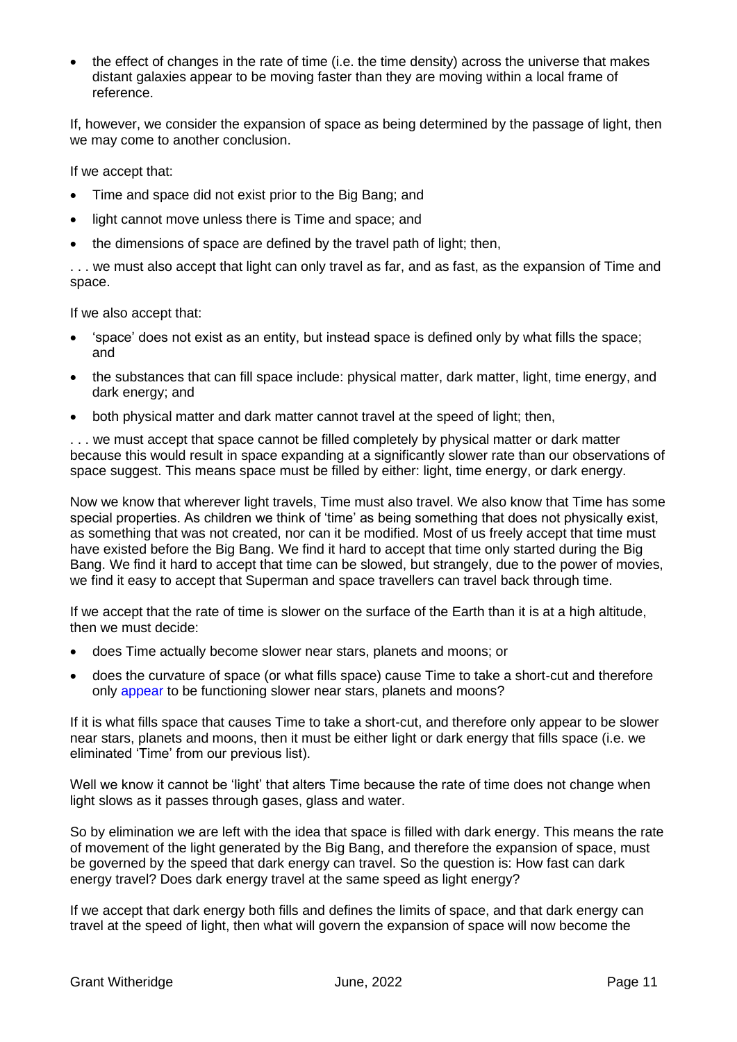- the effect of changes in the rate of time (i.e. the time density) across the universe that makes distant galaxies appear to be moving faster than they are moving within a local frame of reference.

If, however, we consider the expansion of space as being determined by the passage of light, then we may come to another conclusion.

If we accept that:

- Time and space did not exist prior to the Big Bang; and
- light cannot move unless there is Time and space; and
- the dimensions of space are defined by the travel path of light; then,

. . . we must also accept that light can only travel as far, and as fast, as the expansion of Time and space.

If we also accept that:

- 'space' does not exist as an entity, but instead space is defined only by what fills the space; and
- the substances that can fill space include: physical matter, dark matter, light, time energy, and dark energy; and
- both physical matter and dark matter cannot travel at the speed of light; then,

. . . we must accept that space cannot be filled completely by physical matter or dark matter because this would result in space expanding at a significantly slower rate than our observations of space suggest. This means space must be filled by either: light, time energy, or dark energy.

Now we know that wherever light travels, Time must also travel. We also know that Time has some special properties. As children we think of 'time' as being something that does not physically exist, as something that was not created, nor can it be modified. Most of us freely accept that time must have existed before the Big Bang. We find it hard to accept that time only started during the Big Bang. We find it hard to accept that time can be slowed, but strangely, due to the power of movies, we find it easy to accept that Superman and space travellers can travel back through time.

If we accept that the rate of time is slower on the surface of the Earth than it is at a high altitude, then we must decide:

- does Time actually become slower near stars, planets and moons; or
- does the curvature of space (or what fills space) cause Time to take a short-cut and therefore only appear to be functioning slower near stars, planets and moons?

If it is what fills space that causes Time to take a short-cut, and therefore only appear to be slower near stars, planets and moons, then it must be either light or dark energy that fills space (i.e. we eliminated 'Time' from our previous list).

Well we know it cannot be 'light' that alters Time because the rate of time does not change when light slows as it passes through gases, glass and water.

So by elimination we are left with the idea that space is filled with dark energy. This means the rate of movement of the light generated by the Big Bang, and therefore the expansion of space, must be governed by the speed that dark energy can travel. So the question is: How fast can dark energy travel? Does dark energy travel at the same speed as light energy?

If we accept that dark energy both fills and defines the limits of space, and that dark energy can travel at the speed of light, then what will govern the expansion of space will now become the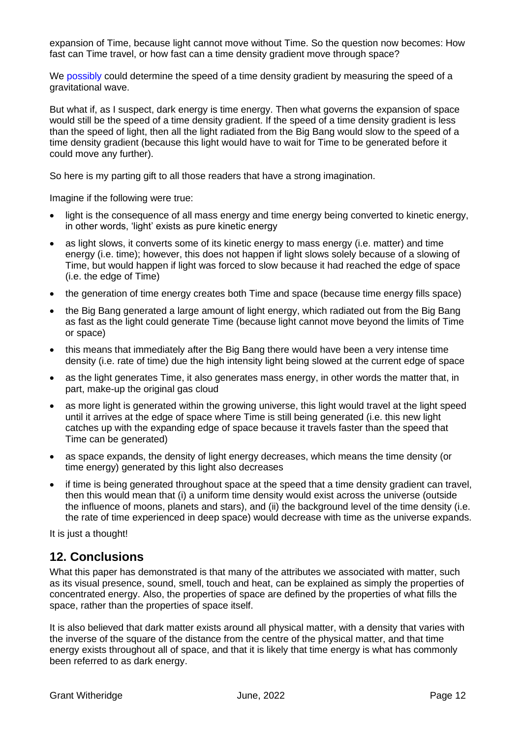expansion of Time, because light cannot move without Time. So the question now becomes: How fast can Time travel, or how fast can a time density gradient move through space?

We possibly could determine the speed of a time density gradient by measuring the speed of a gravitational wave.

But what if, as I suspect, dark energy is time energy. Then what governs the expansion of space would still be the speed of a time density gradient. If the speed of a time density gradient is less than the speed of light, then all the light radiated from the Big Bang would slow to the speed of a time density gradient (because this light would have to wait for Time to be generated before it could move any further).

So here is my parting gift to all those readers that have a strong imagination.

Imagine if the following were true:

- light is the consequence of all mass energy and time energy being converted to kinetic energy, in other words, 'light' exists as pure kinetic energy
- as light slows, it converts some of its kinetic energy to mass energy (i.e. matter) and time energy (i.e. time); however, this does not happen if light slows solely because of a slowing of Time, but would happen if light was forced to slow because it had reached the edge of space (i.e. the edge of Time)
- the generation of time energy creates both Time and space (because time energy fills space)
- the Big Bang generated a large amount of light energy, which radiated out from the Big Bang as fast as the light could generate Time (because light cannot move beyond the limits of Time or space)
- this means that immediately after the Big Bang there would have been a very intense time density (i.e. rate of time) due the high intensity light being slowed at the current edge of space
- as the light generates Time, it also generates mass energy, in other words the matter that, in part, make-up the original gas cloud
- as more light is generated within the growing universe, this light would travel at the light speed until it arrives at the edge of space where Time is still being generated (i.e. this new light catches up with the expanding edge of space because it travels faster than the speed that Time can be generated)
- as space expands, the density of light energy decreases, which means the time density (or time energy) generated by this light also decreases
- if time is being generated throughout space at the speed that a time density gradient can travel, then this would mean that (i) a uniform time density would exist across the universe (outside the influence of moons, planets and stars), and (ii) the background level of the time density (i.e. the rate of time experienced in deep space) would decrease with time as the universe expands.

It is just a thought!

## 12. Conclusions

What this paper has demonstrated is that many of the attributes we associated with matter, such as its visual presence, sound, smell, touch and heat, can be explained as simply the properties of concentrated energy. Also, the properties of space are defined by the properties of what fills the space, rather than the properties of space itself.

It is also believed that dark matter exists around all physical matter, with a density that varies with the inverse of the square of the distance from the centre of the physical matter, and that time energy exists throughout all of space, and that it is likely that time energy is what has commonly been referred to as dark energy.